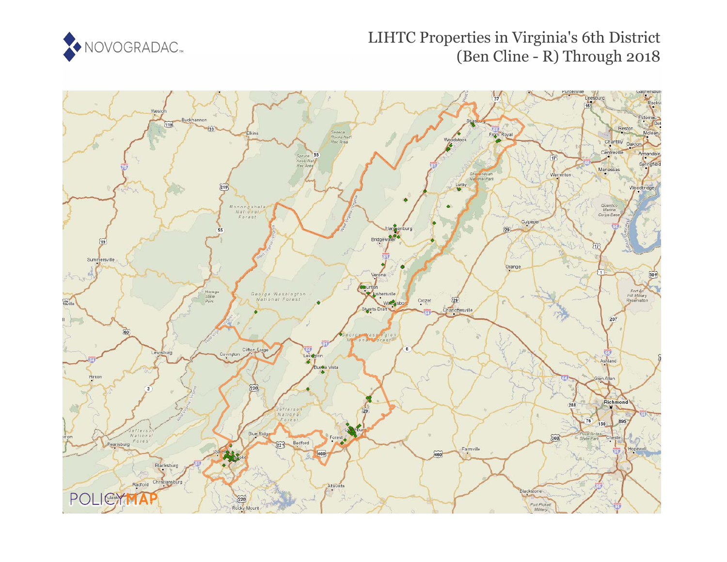NOVOGRADAC

# LIHTC Properties in Virginia's 6th District (Ben Cline - R) Through 2018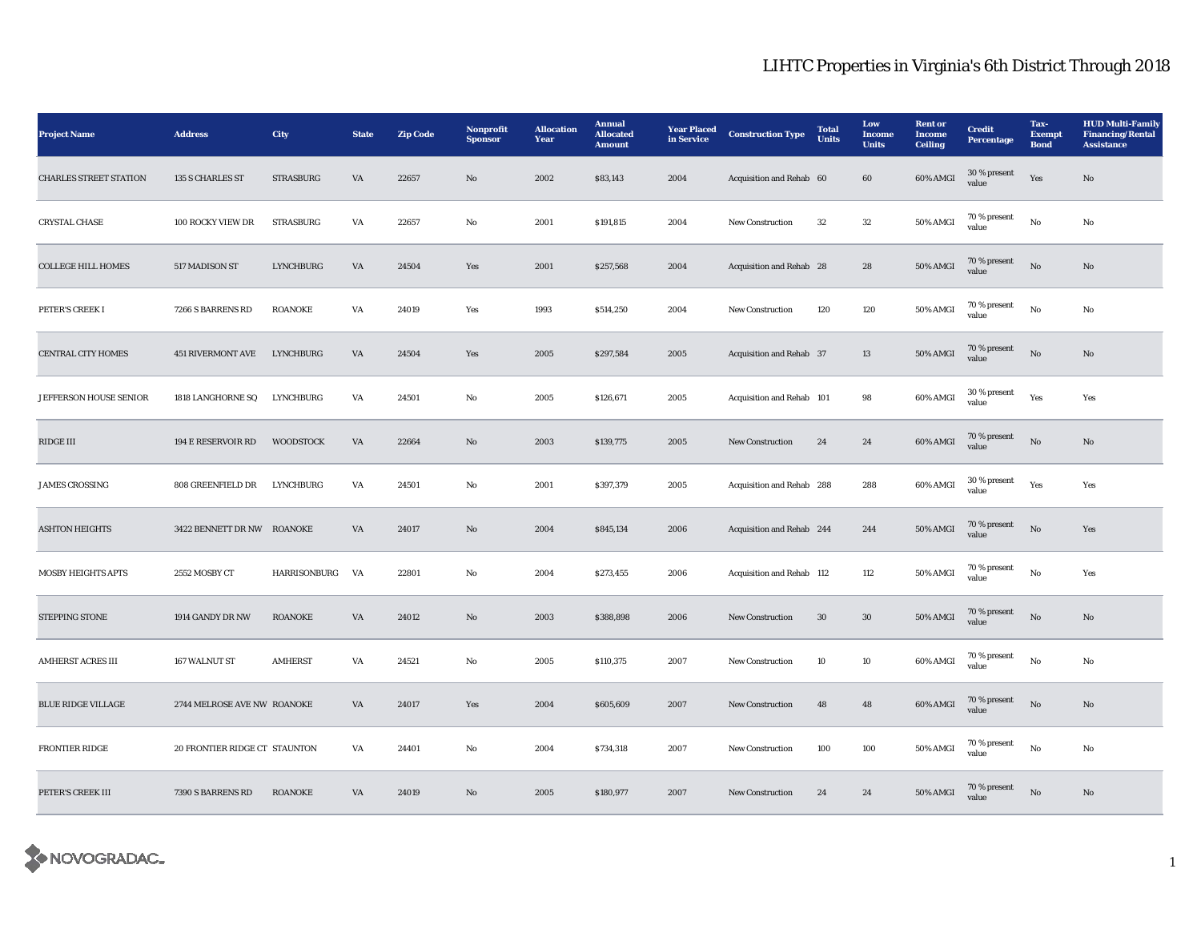# LIHTC Properties in Virginia's 6th District Through 2018

| Project Name | Address | City | State | Zip Code | Nonprofit Sponsor | Allocation Year | Annual Allocated Amount | Year Placed in Service | Construction Type | Total Units | Low Income Units | Rent or Income Ceiling | Credit Percentage | Tax-Exempt Bond | HUD Multi-Family Financing/Rental Assistance |
|---|---|---|---|---|---|---|---|---|---|---|---|---|---|---|---|
| CHARLES STREET STATION | 135 S CHARLES ST | STRASBURG | VA | 22657 | No | 2002 | $83,143 | 2004 | Acquisition and Rehab | 60 | 60 | 60% AMGI | 30 % present value | Yes | No |
| CRYSTAL CHASE | 100 ROCKY VIEW DR | STRASBURG | VA | 22657 | No | 2001 | $191,815 | 2004 | New Construction | 32 | 32 | 50% AMGI | 70 % present value | No | No |
| COLLEGE HILL HOMES | 517 MADISON ST | LYNCHBURG | VA | 24504 | Yes | 2001 | $257,568 | 2004 | Acquisition and Rehab | 28 | 28 | 50% AMGI | 70 % present value | No | No |
| PETER'S CREEK I | 7266 S BARRENS RD | ROANOKE | VA | 24019 | Yes | 1993 | $514,250 | 2004 | New Construction | 120 | 120 | 50% AMGI | 70 % present value | No | No |
| CENTRAL CITY HOMES | 451 RIVERMONT AVE | LYNCHBURG | VA | 24504 | Yes | 2005 | $297,584 | 2005 | Acquisition and Rehab | 37 | 13 | 50% AMGI | 70 % present value | No | No |
| JEFFERSON HOUSE SENIOR | 1818 LANGHORNE SQ | LYNCHBURG | VA | 24501 | No | 2005 | $126,671 | 2005 | Acquisition and Rehab | 101 | 98 | 60% AMGI | 30 % present value | Yes | Yes |
| RIDGE III | 194 E RESERVOIR RD | WOODSTOCK | VA | 22664 | No | 2003 | $139,775 | 2005 | New Construction | 24 | 24 | 60% AMGI | 70 % present value | No | No |
| JAMES CROSSING | 808 GREENFIELD DR | LYNCHBURG | VA | 24501 | No | 2001 | $397,379 | 2005 | Acquisition and Rehab | 288 | 288 | 60% AMGI | 30 % present value | Yes | Yes |
| ASHTON HEIGHTS | 3422 BENNETT DR NW | ROANOKE | VA | 24017 | No | 2004 | $845,134 | 2006 | Acquisition and Rehab | 244 | 244 | 50% AMGI | 70 % present value | No | Yes |
| MOSBY HEIGHTS APTS | 2552 MOSBY CT | HARRISONBURG | VA | 22801 | No | 2004 | $273,455 | 2006 | Acquisition and Rehab | 112 | 112 | 50% AMGI | 70 % present value | No | Yes |
| STEPPING STONE | 1914 GANDY DR NW | ROANOKE | VA | 24012 | No | 2003 | $388,898 | 2006 | New Construction | 30 | 30 | 50% AMGI | 70 % present value | No | No |
| AMHERST ACRES III | 167 WALNUT ST | AMHERST | VA | 24521 | No | 2005 | $110,375 | 2007 | New Construction | 10 | 10 | 60% AMGI | 70 % present value | No | No |
| BLUE RIDGE VILLAGE | 2744 MELROSE AVE NW | ROANOKE | VA | 24017 | Yes | 2004 | $605,609 | 2007 | New Construction | 48 | 48 | 60% AMGI | 70 % present value | No | No |
| FRONTIER RIDGE | 20 FRONTIER RIDGE CT | STAUNTON | VA | 24401 | No | 2004 | $734,318 | 2007 | New Construction | 100 | 100 | 50% AMGI | 70 % present value | No | No |
| PETER'S CREEK III | 7390 S BARRENS RD | ROANOKE | VA | 24019 | No | 2005 | $180,977 | 2007 | New Construction | 24 | 24 | 50% AMGI | 70 % present value | No | No |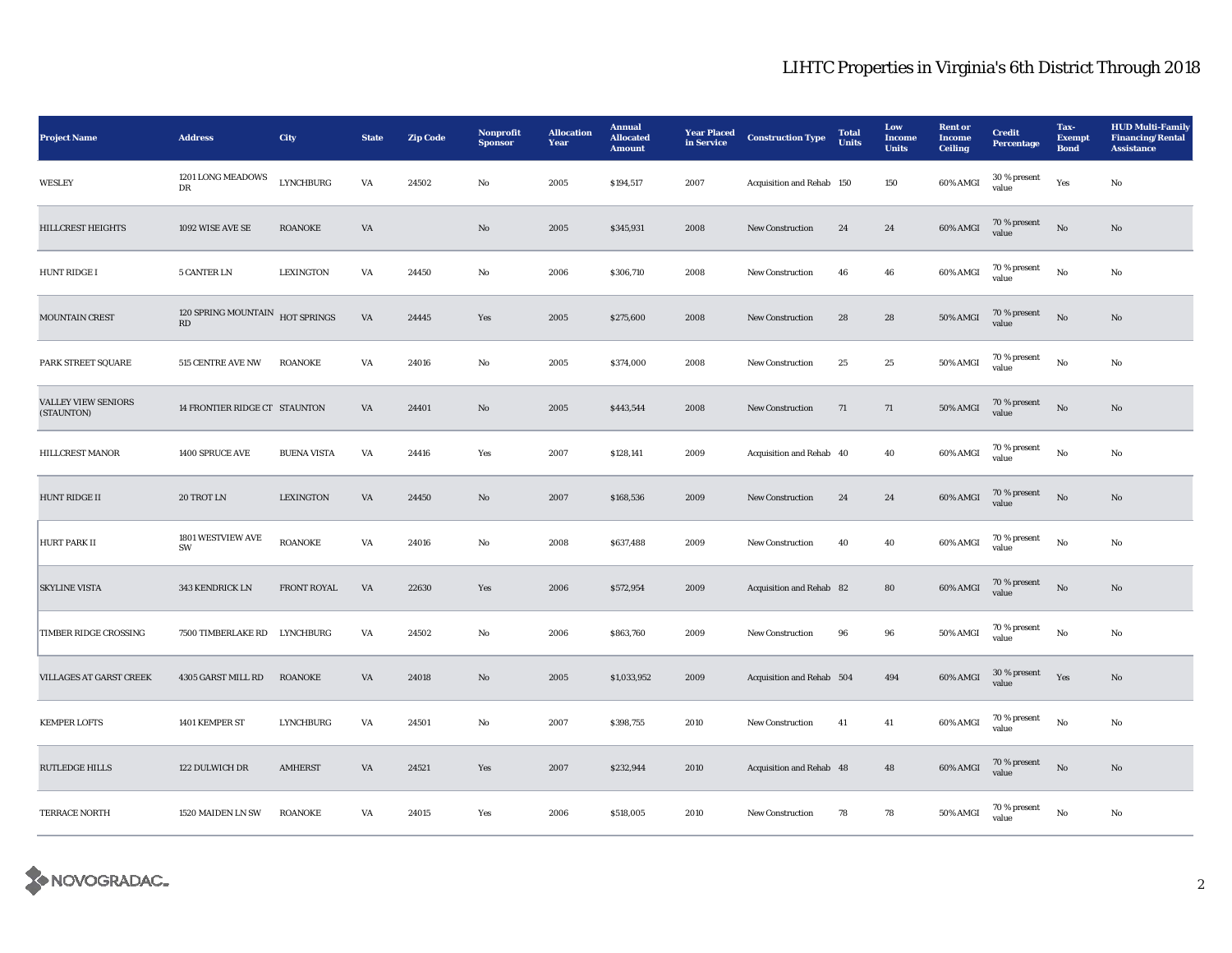# LIHTC Properties in Virginia's 6th District Through 2018

| Project Name | Address | City | State | Zip Code | Nonprofit Sponsor | Allocation Year | Annual Allocated Amount | Year Placed in Service | Construction Type | Total Units | Low Income Units | Rent or Income Ceiling | Credit Percentage | Tax-Exempt Bond | HUD Multi-Family Financing/Rental Assistance |
|---|---|---|---|---|---|---|---|---|---|---|---|---|---|---|---|
| WESLEY | 1201 LONG MEADOWS DR | LYNCHBURG | VA | 24502 | No | 2005 | $194,517 | 2007 | Acquisition and Rehab | 150 | 150 | 60% AMGI | 30 % present value | Yes | No |
| HILLCREST HEIGHTS | 1092 WISE AVE SE | ROANOKE | VA | | No | 2005 | $345,931 | 2008 | New Construction | 24 | 24 | 60% AMGI | 70 % present value | No | No |
| HUNT RIDGE I | 5 CANTER LN | LEXINGTON | VA | 24450 | No | 2006 | $306,710 | 2008 | New Construction | 46 | 46 | 60% AMGI | 70 % present value | No | No |
| MOUNTAIN CREST | 120 SPRING MOUNTAIN RD | HOT SPRINGS | VA | 24445 | Yes | 2005 | $275,600 | 2008 | New Construction | 28 | 28 | 50% AMGI | 70 % present value | No | No |
| PARK STREET SQUARE | 515 CENTRE AVE NW | ROANOKE | VA | 24016 | No | 2005 | $374,000 | 2008 | New Construction | 25 | 25 | 50% AMGI | 70 % present value | No | No |
| VALLEY VIEW SENIORS (STAUNTON) | 14 FRONTIER RIDGE CT | STAUNTON | VA | 24401 | No | 2005 | $443,544 | 2008 | New Construction | 71 | 71 | 50% AMGI | 70 % present value | No | No |
| HILLCREST MANOR | 1400 SPRUCE AVE | BUENA VISTA | VA | 24416 | Yes | 2007 | $128,141 | 2009 | Acquisition and Rehab | 40 | 40 | 60% AMGI | 70 % present value | No | No |
| HUNT RIDGE II | 20 TROT LN | LEXINGTON | VA | 24450 | No | 2007 | $168,536 | 2009 | New Construction | 24 | 24 | 60% AMGI | 70 % present value | No | No |
| HURT PARK II | 1801 WESTVIEW AVE SW | ROANOKE | VA | 24016 | No | 2008 | $637,488 | 2009 | New Construction | 40 | 40 | 60% AMGI | 70 % present value | No | No |
| SKYLINE VISTA | 343 KENDRICK LN | FRONT ROYAL | VA | 22630 | Yes | 2006 | $572,954 | 2009 | Acquisition and Rehab | 82 | 80 | 60% AMGI | 70 % present value | No | No |
| TIMBER RIDGE CROSSING | 7500 TIMBERLAKE RD | LYNCHBURG | VA | 24502 | No | 2006 | $863,760 | 2009 | New Construction | 96 | 96 | 50% AMGI | 70 % present value | No | No |
| VILLAGES AT GARST CREEK | 4305 GARST MILL RD | ROANOKE | VA | 24018 | No | 2005 | $1,033,952 | 2009 | Acquisition and Rehab | 504 | 494 | 60% AMGI | 30 % present value | Yes | No |
| KEMPER LOFTS | 1401 KEMPER ST | LYNCHBURG | VA | 24501 | No | 2007 | $398,755 | 2010 | New Construction | 41 | 41 | 60% AMGI | 70 % present value | No | No |
| RUTLEDGE HILLS | 122 DULWICH DR | AMHERST | VA | 24521 | Yes | 2007 | $232,944 | 2010 | Acquisition and Rehab | 48 | 48 | 60% AMGI | 70 % present value | No | No |
| TERRACE NORTH | 1520 MAIDEN LN SW | ROANOKE | VA | 24015 | Yes | 2006 | $518,005 | 2010 | New Construction | 78 | 78 | 50% AMGI | 70 % present value | No | No |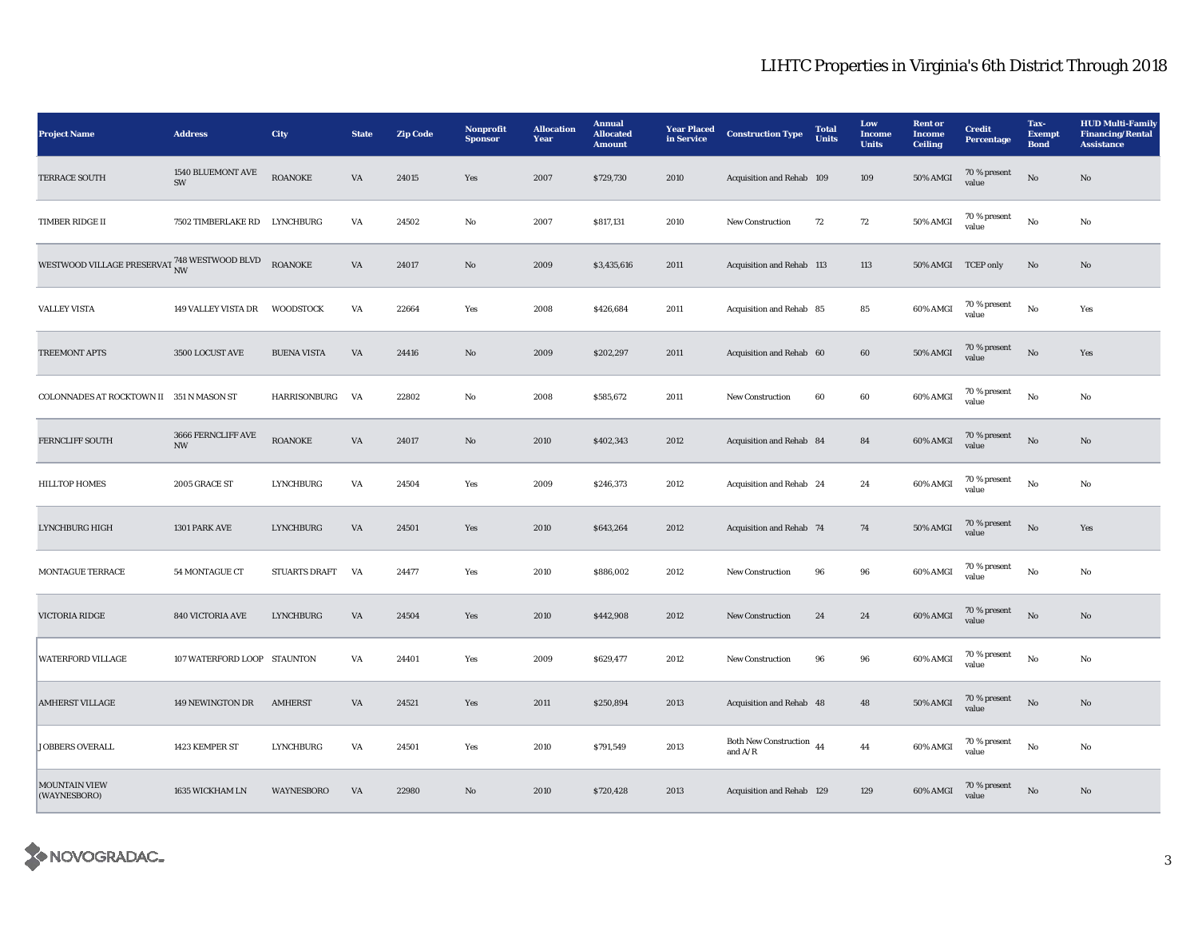| Project Name | Address | City | State | Zip Code | Nonprofit Sponsor | Allocation Year | Annual Allocated Amount | Year Placed in Service | Construction Type | Total Units | Low Income Units | Rent or Income Ceiling | Credit Percentage | Tax-Exempt Bond | HUD Multi-Family Financing/Rental Assistance |
|---|---|---|---|---|---|---|---|---|---|---|---|---|---|---|---|
| TERRACE SOUTH | 1540 BLUEMONT AVE SW | ROANOKE | VA | 24015 | Yes | 2007 | $729,730 | 2010 | Acquisition and Rehab | 109 | 109 | 50% AMGI | 70 % present value | No | No |
| TIMBER RIDGE II | 7502 TIMBERLAKE RD | LYNCHBURG | VA | 24502 | No | 2007 | $817,131 | 2010 | New Construction | 72 | 72 | 50% AMGI | 70 % present value | No | No |
| WESTWOOD VILLAGE PRESERVAT | 748 WESTWOOD BLVD NW | ROANOKE | VA | 24017 | No | 2009 | $3,435,616 | 2011 | Acquisition and Rehab | 113 | 113 | 50% AMGI | TCEP only | No | No |
| VALLEY VISTA | 149 VALLEY VISTA DR | WOODSTOCK | VA | 22664 | Yes | 2008 | $426,684 | 2011 | Acquisition and Rehab | 85 | 85 | 60% AMGI | 70 % present value | No | Yes |
| TREEMONT APTS | 3500 LOCUST AVE | BUENA VISTA | VA | 24416 | No | 2009 | $202,297 | 2011 | Acquisition and Rehab | 60 | 60 | 50% AMGI | 70 % present value | No | Yes |
| COLONNADES AT ROCKTOWN II | 351 N MASON ST | HARRISONBURG | VA | 22802 | No | 2008 | $585,672 | 2011 | New Construction | 60 | 60 | 60% AMGI | 70 % present value | No | No |
| FERNCLIFF SOUTH | 3666 FERNCLIFF AVE NW | ROANOKE | VA | 24017 | No | 2010 | $402,343 | 2012 | Acquisition and Rehab | 84 | 84 | 60% AMGI | 70 % present value | No | No |
| HILLTOP HOMES | 2005 GRACE ST | LYNCHBURG | VA | 24504 | Yes | 2009 | $246,373 | 2012 | Acquisition and Rehab | 24 | 24 | 60% AMGI | 70 % present value | No | No |
| LYNCHBURG HIGH | 1301 PARK AVE | LYNCHBURG | VA | 24501 | Yes | 2010 | $643,264 | 2012 | Acquisition and Rehab | 74 | 74 | 50% AMGI | 70 % present value | No | Yes |
| MONTAGUE TERRACE | 54 MONTAGUE CT | STUARTS DRAFT | VA | 24477 | Yes | 2010 | $886,002 | 2012 | New Construction | 96 | 96 | 60% AMGI | 70 % present value | No | No |
| VICTORIA RIDGE | 840 VICTORIA AVE | LYNCHBURG | VA | 24504 | Yes | 2010 | $442,908 | 2012 | New Construction | 24 | 24 | 60% AMGI | 70 % present value | No | No |
| WATERFORD VILLAGE | 107 WATERFORD LOOP | STAUNTON | VA | 24401 | Yes | 2009 | $629,477 | 2012 | New Construction | 96 | 96 | 60% AMGI | 70 % present value | No | No |
| AMHERST VILLAGE | 149 NEWINGTON DR | AMHERST | VA | 24521 | Yes | 2011 | $250,894 | 2013 | Acquisition and Rehab | 48 | 48 | 50% AMGI | 70 % present value | No | No |
| JOBBERS OVERALL | 1423 KEMPER ST | LYNCHBURG | VA | 24501 | Yes | 2010 | $791,549 | 2013 | Both New Construction and A/R | 44 | 44 | 60% AMGI | 70 % present value | No | No |
| MOUNTAIN VIEW (WAYNESBORO) | 1635 WICKHAM LN | WAYNESBORO | VA | 22980 | No | 2010 | $720,428 | 2013 | Acquisition and Rehab | 129 | 129 | 60% AMGI | 70 % present value | No | No |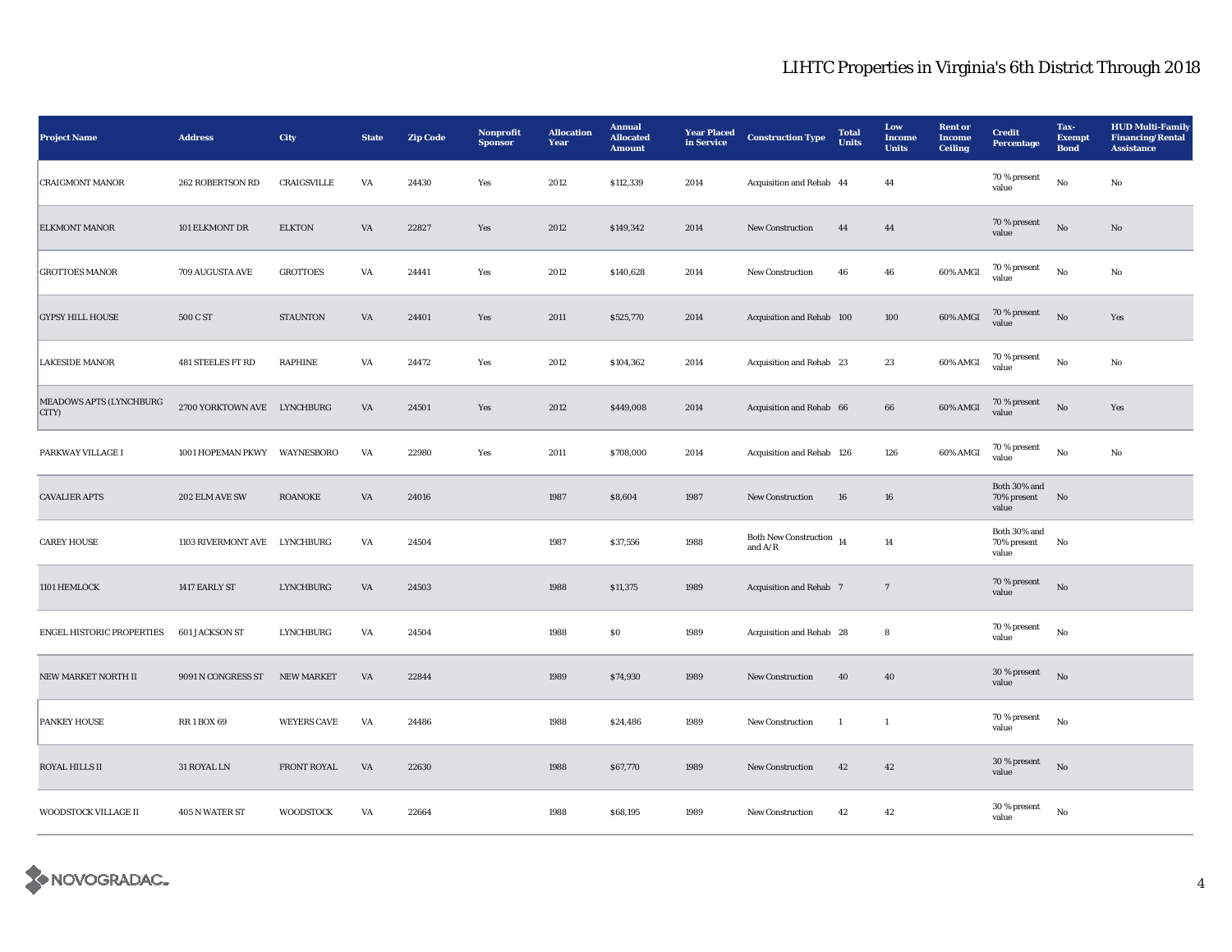# LIHTC Properties in Virginia's 6th District Through 2018

| Project Name | Address | City | State | Zip Code | Nonprofit Sponsor | Allocation Year | Annual Allocated Amount | Year Placed in Service | Construction Type | Total Units | Low Income Units | Rent or Income Ceiling | Credit Percentage | Tax-Exempt Bond | HUD Multi-Family Financing/Rental Assistance |
|---|---|---|---|---|---|---|---|---|---|---|---|---|---|---|---|
| CRAIGMONT MANOR | 262 ROBERTSON RD | CRAIGSVILLE | VA | 24430 | Yes | 2012 | $112,339 | 2014 | Acquisition and Rehab | 44 | 44 | | 70 % present value | No | No |
| ELKMONT MANOR | 101 ELKMONT DR | ELKTON | VA | 22827 | Yes | 2012 | $149,342 | 2014 | New Construction | 44 | 44 | | 70 % present value | No | No |
| GROTTOES MANOR | 709 AUGUSTA AVE | GROTTOES | VA | 24441 | Yes | 2012 | $140,628 | 2014 | New Construction | 46 | 46 | 60% AMGI | 70 % present value | No | No |
| GYPSY HILL HOUSE | 500 C ST | STAUNTON | VA | 24401 | Yes | 2011 | $525,770 | 2014 | Acquisition and Rehab | 100 | 100 | 60% AMGI | 70 % present value | No | Yes |
| LAKESIDE MANOR | 481 STEELES FT RD | RAPHINE | VA | 24472 | Yes | 2012 | $104,362 | 2014 | Acquisition and Rehab | 23 | 23 | 60% AMGI | 70 % present value | No | No |
| MEADOWS APTS (LYNCHBURG CITY) | 2700 YORKTOWN AVE | LYNCHBURG | VA | 24501 | Yes | 2012 | $449,008 | 2014 | Acquisition and Rehab | 66 | 66 | 60% AMGI | 70 % present value | No | Yes |
| PARKWAY VILLAGE I | 1001 HOPEMAN PKWY | WAYNESBORO | VA | 22980 | Yes | 2011 | $708,000 | 2014 | Acquisition and Rehab | 126 | 126 | 60% AMGI | 70 % present value | No | No |
| CAVALIER APTS | 202 ELM AVE SW | ROANOKE | VA | 24016 | | 1987 | $8,604 | 1987 | New Construction | 16 | 16 | | Both 30% and 70% present value | No | |
| CAREY HOUSE | 1103 RIVERMONT AVE | LYNCHBURG | VA | 24504 | | 1987 | $37,556 | 1988 | Both New Construction and A/R | 14 | 14 | | Both 30% and 70% present value | No | |
| 1101 HEMLOCK | 1417 EARLY ST | LYNCHBURG | VA | 24503 | | 1988 | $11,375 | 1989 | Acquisition and Rehab | 7 | 7 | | 70 % present value | No | |
| ENGEL HISTORIC PROPERTIES | 601 JACKSON ST | LYNCHBURG | VA | 24504 | | 1988 | $0 | 1989 | Acquisition and Rehab | 28 | 8 | | 70 % present value | No | |
| NEW MARKET NORTH II | 9091 N CONGRESS ST | NEW MARKET | VA | 22844 | | 1989 | $74,930 | 1989 | New Construction | 40 | 40 | | 30 % present value | No | |
| PANKEY HOUSE | RR 1 BOX 69 | WEYERS CAVE | VA | 24486 | | 1988 | $24,486 | 1989 | New Construction | 1 | 1 | | 70 % present value | No | |
| ROYAL HILLS II | 31 ROYAL LN | FRONT ROYAL | VA | 22630 | | 1988 | $67,770 | 1989 | New Construction | 42 | 42 | | 30 % present value | No | |
| WOODSTOCK VILLAGE II | 405 N WATER ST | WOODSTOCK | VA | 22664 | | 1988 | $68,195 | 1989 | New Construction | 42 | 42 | | 30 % present value | No | |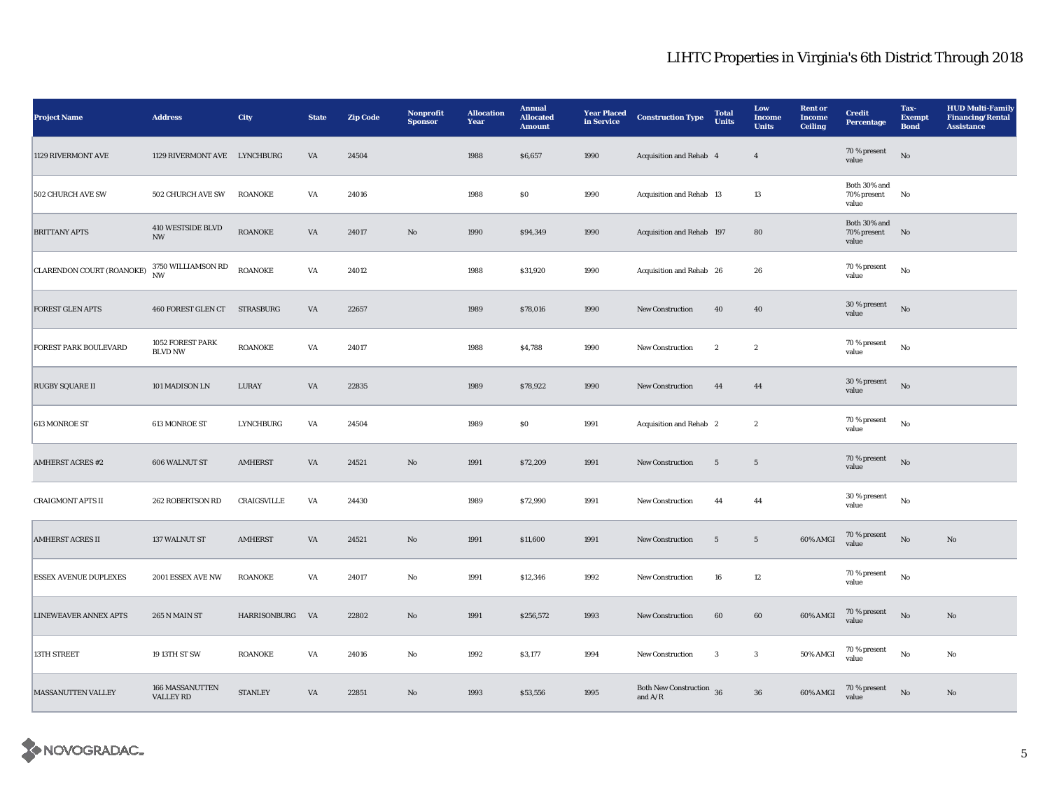# LIHTC Properties in Virginia's 6th District Through 2018

| Project Name | Address | City | State | Zip Code | Nonprofit Sponsor | Allocation Year | Annual Allocated Amount | Year Placed in Service | Construction Type | Total Units | Low Income Units | Rent or Income Ceiling | Credit Percentage | Tax-Exempt Bond | HUD Multi-Family Financing/Rental Assistance |
|---|---|---|---|---|---|---|---|---|---|---|---|---|---|---|---|
| 1129 RIVERMONT AVE | 1129 RIVERMONT AVE | LYNCHBURG | VA | 24504 | | 1988 | $6,657 | 1990 | Acquisition and Rehab | 4 | 4 | | 70 % present value | No | |
| 502 CHURCH AVE SW | 502 CHURCH AVE SW | ROANOKE | VA | 24016 | | 1988 | $0 | 1990 | Acquisition and Rehab | 13 | 13 | | Both 30% and 70% present value | No | |
| BRITTANY APTS | 410 WESTSIDE BLVD NW | ROANOKE | VA | 24017 | No | 1990 | $94,349 | 1990 | Acquisition and Rehab | 197 | 80 | | Both 30% and 70% present value | No | |
| CLARENDON COURT (ROANOKE) | 3750 WILLIAMSON RD NW | ROANOKE | VA | 24012 | | 1988 | $31,920 | 1990 | Acquisition and Rehab | 26 | 26 | | 70 % present value | No | |
| FOREST GLEN APTS | 460 FOREST GLEN CT | STRASBURG | VA | 22657 | | 1989 | $78,016 | 1990 | New Construction | 40 | 40 | | 30 % present value | No | |
| FOREST PARK BOULEVARD | 1052 FOREST PARK BLVD NW | ROANOKE | VA | 24017 | | 1988 | $4,788 | 1990 | New Construction | 2 | 2 | | 70 % present value | No | |
| RUGBY SQUARE II | 101 MADISON LN | LURAY | VA | 22835 | | 1989 | $78,922 | 1990 | New Construction | 44 | 44 | | 30 % present value | No | |
| 613 MONROE ST | 613 MONROE ST | LYNCHBURG | VA | 24504 | | 1989 | $0 | 1991 | Acquisition and Rehab | 2 | 2 | | 70 % present value | No | |
| AMHERST ACRES #2 | 606 WALNUT ST | AMHERST | VA | 24521 | No | 1991 | $72,209 | 1991 | New Construction | 5 | 5 | | 70 % present value | No | |
| CRAIGMONT APTS II | 262 ROBERTSON RD | CRAIGSVILLE | VA | 24430 | | 1989 | $72,990 | 1991 | New Construction | 44 | 44 | | 30 % present value | No | |
| AMHERST ACRES II | 137 WALNUT ST | AMHERST | VA | 24521 | No | 1991 | $11,600 | 1991 | New Construction | 5 | 5 | 60% AMGI | 70 % present value | No | No |
| ESSEX AVENUE DUPLEXES | 2001 ESSEX AVE NW | ROANOKE | VA | 24017 | No | 1991 | $12,346 | 1992 | New Construction | 16 | 12 | | 70 % present value | No | |
| LINEWEAVER ANNEX APTS | 265 N MAIN ST | HARRISONBURG | VA | 22802 | No | 1991 | $256,572 | 1993 | New Construction | 60 | 60 | 60% AMGI | 70 % present value | No | No |
| 13TH STREET | 19 13TH ST SW | ROANOKE | VA | 24016 | No | 1992 | $3,177 | 1994 | New Construction | 3 | 3 | 50% AMGI | 70 % present value | No | No |
| MASSANUTTEN VALLEY | 166 MASSANUTTEN VALLEY RD | STANLEY | VA | 22851 | No | 1993 | $53,556 | 1995 | Both New Construction and A/R | 36 | 36 | 60% AMGI | 70 % present value | No | No |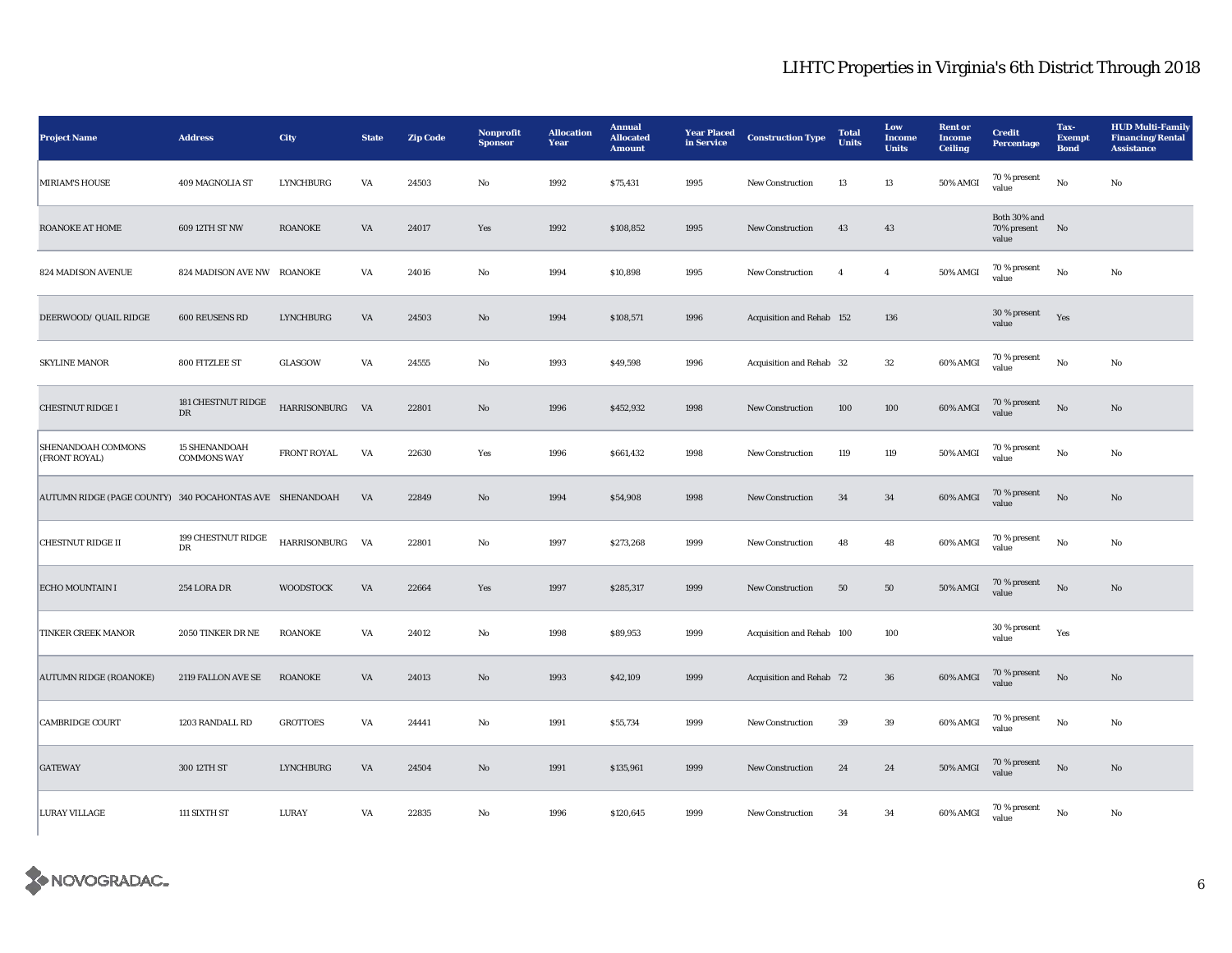## LIHTC Properties in Virginia's 6th District Through 2018

| Project Name | Address | City | State | Zip Code | Nonprofit Sponsor | Allocation Year | Annual Allocated Amount | Year Placed in Service | Construction Type | Total Units | Low Income Units | Rent or Income Ceiling | Credit Percentage | Tax-Exempt Bond | HUD Multi-Family Financing/Rental Assistance |
|---|---|---|---|---|---|---|---|---|---|---|---|---|---|---|---|
| MIRIAM'S HOUSE | 409 MAGNOLIA ST | LYNCHBURG | VA | 24503 | No | 1992 | $75,431 | 1995 | New Construction | 13 | 13 | 50% AMGI | 70 % present value | No | No |
| ROANOKE AT HOME | 609 12TH ST NW | ROANOKE | VA | 24017 | Yes | 1992 | $108,852 | 1995 | New Construction | 43 | 43 | | Both 30% and 70% present value | No | |
| 824 MADISON AVENUE | 824 MADISON AVE NW | ROANOKE | VA | 24016 | No | 1994 | $10,898 | 1995 | New Construction | 4 | 4 | 50% AMGI | 70 % present value | No | No |
| DEERWOOD/ QUAIL RIDGE | 600 REUSENS RD | LYNCHBURG | VA | 24503 | No | 1994 | $108,571 | 1996 | Acquisition and Rehab | 152 | 136 | | 30 % present value | Yes | |
| SKYLINE MANOR | 800 FITZLEE ST | GLASGOW | VA | 24555 | No | 1993 | $49,598 | 1996 | Acquisition and Rehab | 32 | 32 | 60% AMGI | 70 % present value | No | No |
| CHESTNUT RIDGE I | 181 CHESTNUT RIDGE DR | HARRISONBURG | VA | 22801 | No | 1996 | $452,932 | 1998 | New Construction | 100 | 100 | 60% AMGI | 70 % present value | No | No |
| SHENANDOAH COMMONS (FRONT ROYAL) | 15 SHENANDOAH COMMONS WAY | FRONT ROYAL | VA | 22630 | Yes | 1996 | $661,432 | 1998 | New Construction | 119 | 119 | 50% AMGI | 70 % present value | No | No |
| AUTUMN RIDGE (PAGE COUNTY) | 340 POCAHONTAS AVE | SHENANDOAH | VA | 22849 | No | 1994 | $54,908 | 1998 | New Construction | 34 | 34 | 60% AMGI | 70 % present value | No | No |
| CHESTNUT RIDGE II | 199 CHESTNUT RIDGE DR | HARRISONBURG | VA | 22801 | No | 1997 | $273,268 | 1999 | New Construction | 48 | 48 | 60% AMGI | 70 % present value | No | No |
| ECHO MOUNTAIN I | 254 LORA DR | WOODSTOCK | VA | 22664 | Yes | 1997 | $285,317 | 1999 | New Construction | 50 | 50 | 50% AMGI | 70 % present value | No | No |
| TINKER CREEK MANOR | 2050 TINKER DR NE | ROANOKE | VA | 24012 | No | 1998 | $89,953 | 1999 | Acquisition and Rehab | 100 | 100 | | 30 % present value | Yes | |
| AUTUMN RIDGE (ROANOKE) | 2119 FALLON AVE SE | ROANOKE | VA | 24013 | No | 1993 | $42,109 | 1999 | Acquisition and Rehab | 72 | 36 | 60% AMGI | 70 % present value | No | No |
| CAMBRIDGE COURT | 1203 RANDALL RD | GROTTOES | VA | 24441 | No | 1991 | $55,734 | 1999 | New Construction | 39 | 39 | 60% AMGI | 70 % present value | No | No |
| GATEWAY | 300 12TH ST | LYNCHBURG | VA | 24504 | No | 1991 | $135,961 | 1999 | New Construction | 24 | 24 | 50% AMGI | 70 % present value | No | No |
| LURAY VILLAGE | 111 SIXTH ST | LURAY | VA | 22835 | No | 1996 | $120,645 | 1999 | New Construction | 34 | 34 | 60% AMGI | 70 % present value | No | No |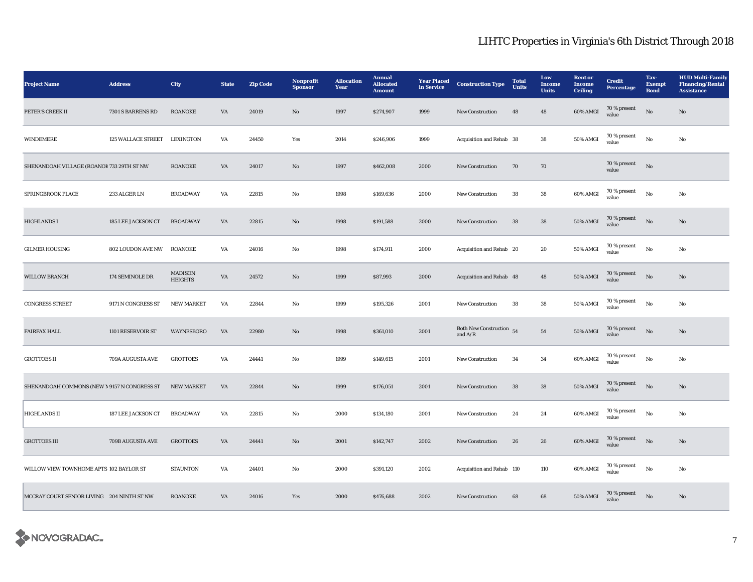## LIHTC Properties in Virginia's 6th District Through 2018

| Project Name | Address | City | State | Zip Code | Nonprofit Sponsor | Allocation Year | Annual Allocated Amount | Year Placed in Service | Construction Type | Total Units | Low Income Units | Rent or Income Ceiling | Credit Percentage | Tax-Exempt Bond | HUD Multi-Family Financing/Rental Assistance |
|---|---|---|---|---|---|---|---|---|---|---|---|---|---|---|---|
| PETER'S CREEK II | 7301 S BARRENS RD | ROANOKE | VA | 24019 | No | 1997 | $274,907 | 1999 | New Construction | 48 | 48 | 60% AMGI | 70 % present value | No | No |
| WINDEMERE | 125 WALLACE STREET | LEXINGTON | VA | 24450 | Yes | 2014 | $246,906 | 1999 | Acquisition and Rehab | 38 | 38 | 50% AMGI | 70 % present value | No | No |
| SHENANDOAH VILLAGE (ROANOK | 733 29TH ST NW | ROANOKE | VA | 24017 | No | 1997 | $462,008 | 2000 | New Construction | 70 | 70 | | 70 % present value | No | |
| SPRINGBROOK PLACE | 233 ALGER LN | BROADWAY | VA | 22815 | No | 1998 | $169,636 | 2000 | New Construction | 38 | 38 | 60% AMGI | 70 % present value | No | No |
| HIGHLANDS I | 185 LEE JACKSON CT | BROADWAY | VA | 22815 | No | 1998 | $191,588 | 2000 | New Construction | 38 | 38 | 50% AMGI | 70 % present value | No | No |
| GILMER HOUSING | 802 LOUDON AVE NW | ROANOKE | VA | 24016 | No | 1998 | $174,911 | 2000 | Acquisition and Rehab | 20 | 20 | 50% AMGI | 70 % present value | No | No |
| WILLOW BRANCH | 174 SEMINOLE DR | MADISON HEIGHTS | VA | 24572 | No | 1999 | $87,993 | 2000 | Acquisition and Rehab | 48 | 48 | 50% AMGI | 70 % present value | No | No |
| CONGRESS STREET | 9171 N CONGRESS ST | NEW MARKET | VA | 22844 | No | 1999 | $195,326 | 2001 | New Construction | 38 | 38 | 50% AMGI | 70 % present value | No | No |
| FAIRFAX HALL | 1101 RESERVOIR ST | WAYNESBORO | VA | 22980 | No | 1998 | $361,010 | 2001 | Both New Construction and A/R | 54 | 54 | 50% AMGI | 70 % present value | No | No |
| GROTTOES II | 709A AUGUSTA AVE | GROTTOES | VA | 24441 | No | 1999 | $149,615 | 2001 | New Construction | 34 | 34 | 60% AMGI | 70 % present value | No | No |
| SHENANDOAH COMMONS (NEW M | 9157 N CONGRESS ST | NEW MARKET | VA | 22844 | No | 1999 | $176,051 | 2001 | New Construction | 38 | 38 | 50% AMGI | 70 % present value | No | No |
| HIGHLANDS II | 187 LEE JACKSON CT | BROADWAY | VA | 22815 | No | 2000 | $134,180 | 2001 | New Construction | 24 | 24 | 60% AMGI | 70 % present value | No | No |
| GROTTOES III | 709B AUGUSTA AVE | GROTTOES | VA | 24441 | No | 2001 | $142,747 | 2002 | New Construction | 26 | 26 | 60% AMGI | 70 % present value | No | No |
| WILLOW VIEW TOWNHOME APTS | 102 BAYLOR ST | STAUNTON | VA | 24401 | No | 2000 | $391,120 | 2002 | Acquisition and Rehab | 110 | 110 | 60% AMGI | 70 % present value | No | No |
| MCCRAY COURT SENIOR LIVING | 204 NINTH ST NW | ROANOKE | VA | 24016 | Yes | 2000 | $476,688 | 2002 | New Construction | 68 | 68 | 50% AMGI | 70 % present value | No | No |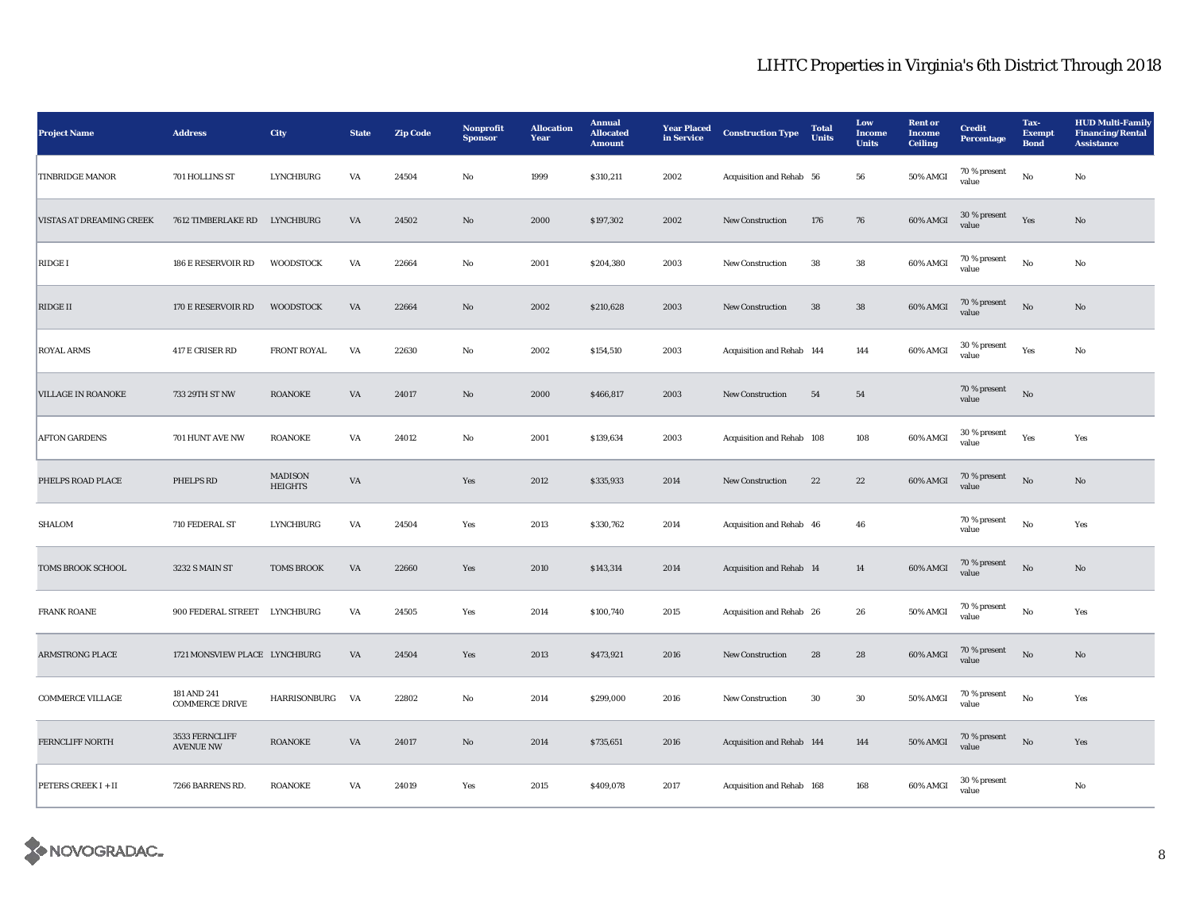# LIHTC Properties in Virginia's 6th District Through 2018

| Project Name | Address | City | State | Zip Code | Nonprofit Sponsor | Allocation Year | Annual Allocated Amount | Year Placed in Service | Construction Type | Total Units | Low Income Units | Rent or Income Ceiling | Credit Percentage | Tax-Exempt Bond | HUD Multi-Family Financing/Rental Assistance |
|---|---|---|---|---|---|---|---|---|---|---|---|---|---|---|---|
| TINBRIDGE MANOR | 701 HOLLINS ST | LYNCHBURG | VA | 24504 | No | 1999 | $310,211 | 2002 | Acquisition and Rehab | 56 | 56 | 50% AMGI | 70 % present value | No | No |
| VISTAS AT DREAMING CREEK | 7612 TIMBERLAKE RD | LYNCHBURG | VA | 24502 | No | 2000 | $197,302 | 2002 | New Construction | 176 | 76 | 60% AMGI | 30 % present value | Yes | No |
| RIDGE I | 186 E RESERVOIR RD | WOODSTOCK | VA | 22664 | No | 2001 | $204,380 | 2003 | New Construction | 38 | 38 | 60% AMGI | 70 % present value | No | No |
| RIDGE II | 170 E RESERVOIR RD | WOODSTOCK | VA | 22664 | No | 2002 | $210,628 | 2003 | New Construction | 38 | 38 | 60% AMGI | 70 % present value | No | No |
| ROYAL ARMS | 417 E CRISER RD | FRONT ROYAL | VA | 22630 | No | 2002 | $154,510 | 2003 | Acquisition and Rehab | 144 | 144 | 60% AMGI | 30 % present value | Yes | No |
| VILLAGE IN ROANOKE | 733 29TH ST NW | ROANOKE | VA | 24017 | No | 2000 | $466,817 | 2003 | New Construction | 54 | 54 | | 70 % present value | No | |
| AFTON GARDENS | 701 HUNT AVE NW | ROANOKE | VA | 24012 | No | 2001 | $139,634 | 2003 | Acquisition and Rehab | 108 | 108 | 60% AMGI | 30 % present value | Yes | Yes |
| PHELPS ROAD PLACE | PHELPS RD | MADISON HEIGHTS | VA | | Yes | 2012 | $335,933 | 2014 | New Construction | 22 | 22 | 60% AMGI | 70 % present value | No | No |
| SHALOM | 710 FEDERAL ST | LYNCHBURG | VA | 24504 | Yes | 2013 | $330,762 | 2014 | Acquisition and Rehab | 46 | 46 | | 70 % present value | No | Yes |
| TOMS BROOK SCHOOL | 3232 S MAIN ST | TOMS BROOK | VA | 22660 | Yes | 2010 | $143,314 | 2014 | Acquisition and Rehab | 14 | 14 | 60% AMGI | 70 % present value | No | No |
| FRANK ROANE | 900 FEDERAL STREET | LYNCHBURG | VA | 24505 | Yes | 2014 | $100,740 | 2015 | Acquisition and Rehab | 26 | 26 | 50% AMGI | 70 % present value | No | Yes |
| ARMSTRONG PLACE | 1721 MONSVIEW PLACE | LYNCHBURG | VA | 24504 | Yes | 2013 | $473,921 | 2016 | New Construction | 28 | 28 | 60% AMGI | 70 % present value | No | No |
| COMMERCE VILLAGE | 181 AND 241 COMMERCE DRIVE | HARRISONBURG | VA | 22802 | No | 2014 | $299,000 | 2016 | New Construction | 30 | 30 | 50% AMGI | 70 % present value | No | Yes |
| FERNCLIFF NORTH | 3533 FERNCLIFF AVENUE NW | ROANOKE | VA | 24017 | No | 2014 | $735,651 | 2016 | Acquisition and Rehab | 144 | 144 | 50% AMGI | 70 % present value | No | Yes |
| PETERS CREEK I + II | 7266 BARRENS RD. | ROANOKE | VA | 24019 | Yes | 2015 | $409,078 | 2017 | Acquisition and Rehab | 168 | 168 | 60% AMGI | 30 % present value | | No |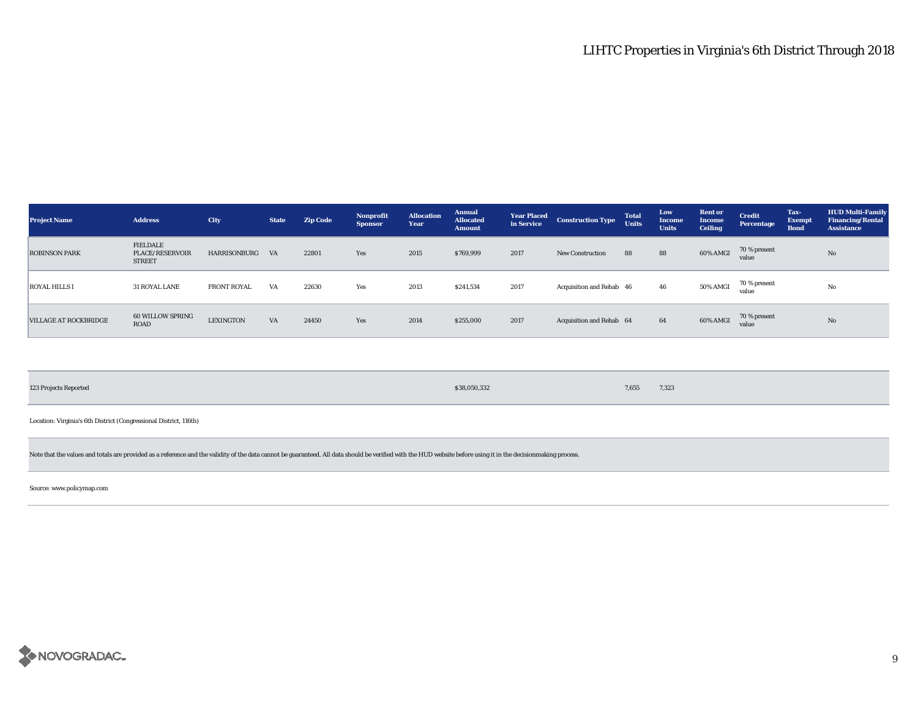| Project Name | Address | City | State | Zip Code | Nonprofit Sponsor | Allocation Year | Annual Allocated Amount | Year Placed in Service | Construction Type | Total Units | Low Income Units | Rent or Income Ceiling | Credit Percentage | Tax-Exempt Bond | HUD Multi-Family Financing/Rental Assistance |
|---|---|---|---|---|---|---|---|---|---|---|---|---|---|---|---|
| ROBINSON PARK | FIELDALE PLACE/RESERVOIR STREET | HARRISONBURG | VA | 22801 | Yes | 2015 | $769,999 | 2017 | New Construction | 88 | 88 | 60% AMGI | 70 % present value | | No |
| ROYAL HILLS I | 31 ROYAL LANE | FRONT ROYAL | VA | 22630 | Yes | 2013 | $241,534 | 2017 | Acquisition and Rehab | 46 | 46 | 50% AMGI | 70 % present value | | No |
| VILLAGE AT ROCKBRIDGE | 60 WILLOW SPRING ROAD | LEXINGTON | VA | 24450 | Yes | 2014 | $255,000 | 2017 | Acquisition and Rehab | 64 | 64 | 60% AMGI | 70 % present value | | No |
| 123 Projects Reported | | | | | | | $38,050,332 | | | 7,655 | 7,323 | | | | |

Location: Virginia's 6th District (Congressional District, 116th)

Note that the values and totals are provided as a reference and the validity of the data cannot be guaranteed. All data should be verified with the HUD website before using it in the decisionmaking process.

Source: www.policymap.com